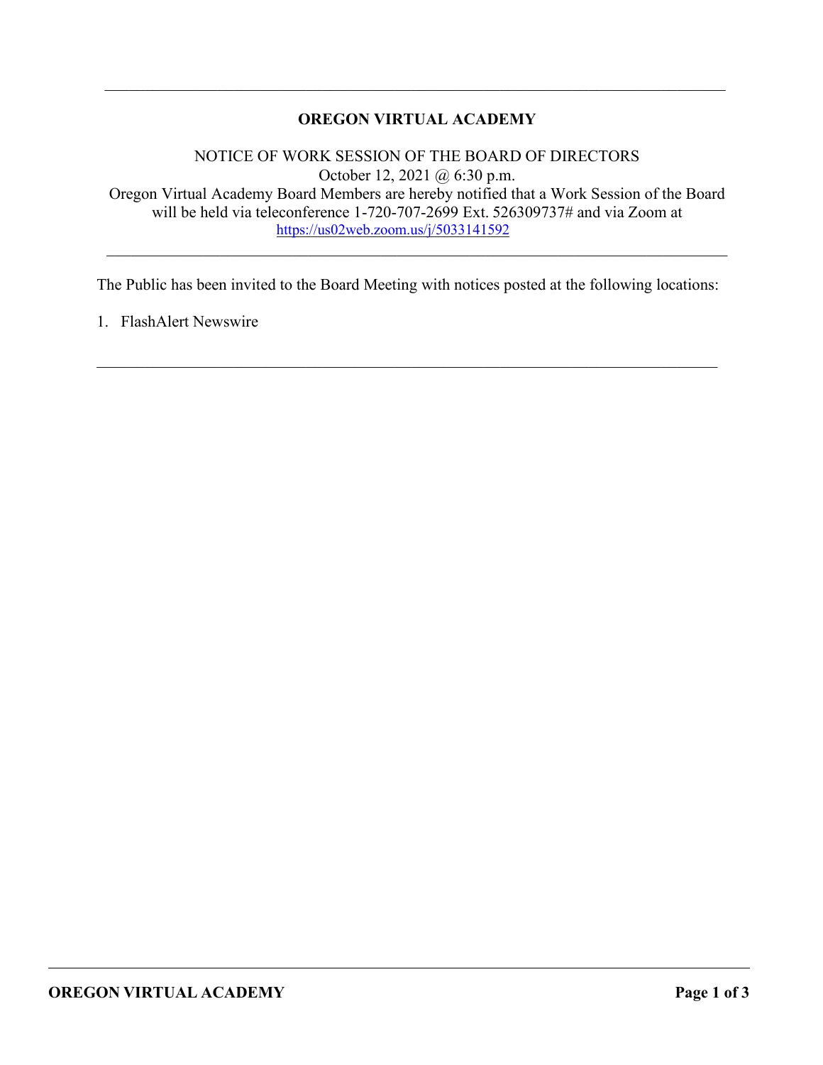---

# OREGON VIRTUAL ACADEMY

NOTICE OF WORK SESSION OF THE BOARD OF DIRECTORS
October 12, 2021 @ 6:30 p.m.
Oregon Virtual Academy Board Members are hereby notified that a Work Session of the Board will be held via teleconference 1-720-707-2699 Ext. 526309737# and via Zoom at https://us02web.zoom.us/j/5033141592

---

The Public has been invited to the Board Meeting with notices posted at the following locations:

1. FlashAlert Newswire

---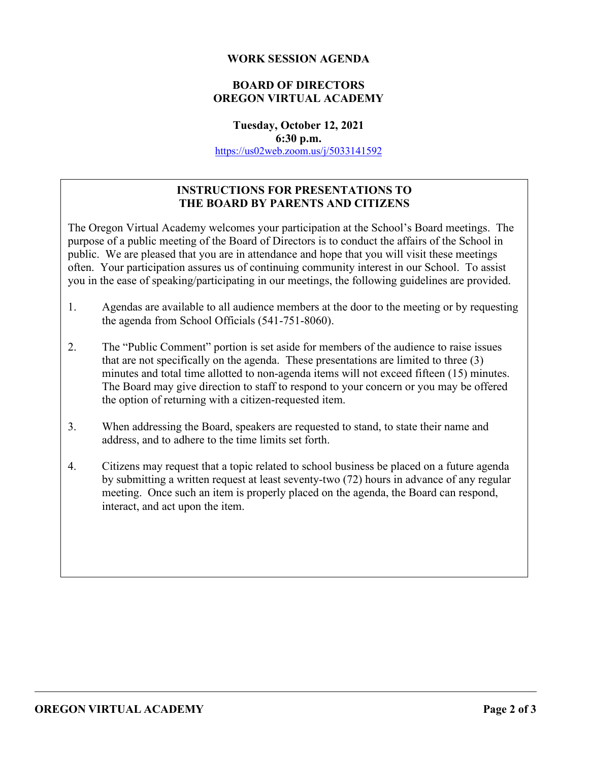**WORK SESSION AGENDA**

**BOARD OF DIRECTORS**
**OREGON VIRTUAL ACADEMY**

**Tuesday, October 12, 2021**
**6:30 p.m.**
https://us02web.zoom.us/j/5033141592

## INSTRUCTIONS FOR PRESENTATIONS TO THE BOARD BY PARENTS AND CITIZENS

The Oregon Virtual Academy welcomes your participation at the School's Board meetings. The purpose of a public meeting of the Board of Directors is to conduct the affairs of the School in public. We are pleased that you are in attendance and hope that you will visit these meetings often. Your participation assures us of continuing community interest in our School. To assist you in the ease of speaking/participating in our meetings, the following guidelines are provided.

1. Agendas are available to all audience members at the door to the meeting or by requesting the agenda from School Officials (541-751-8060).

2. The "Public Comment" portion is set aside for members of the audience to raise issues that are not specifically on the agenda. These presentations are limited to three (3) minutes and total time allotted to non-agenda items will not exceed fifteen (15) minutes. The Board may give direction to staff to respond to your concern or you may be offered the option of returning with a citizen-requested item.

3. When addressing the Board, speakers are requested to stand, to state their name and address, and to adhere to the time limits set forth.

4. Citizens may request that a topic related to school business be placed on a future agenda by submitting a written request at least seventy-two (72) hours in advance of any regular meeting. Once such an item is properly placed on the agenda, the Board can respond, interact, and act upon the item.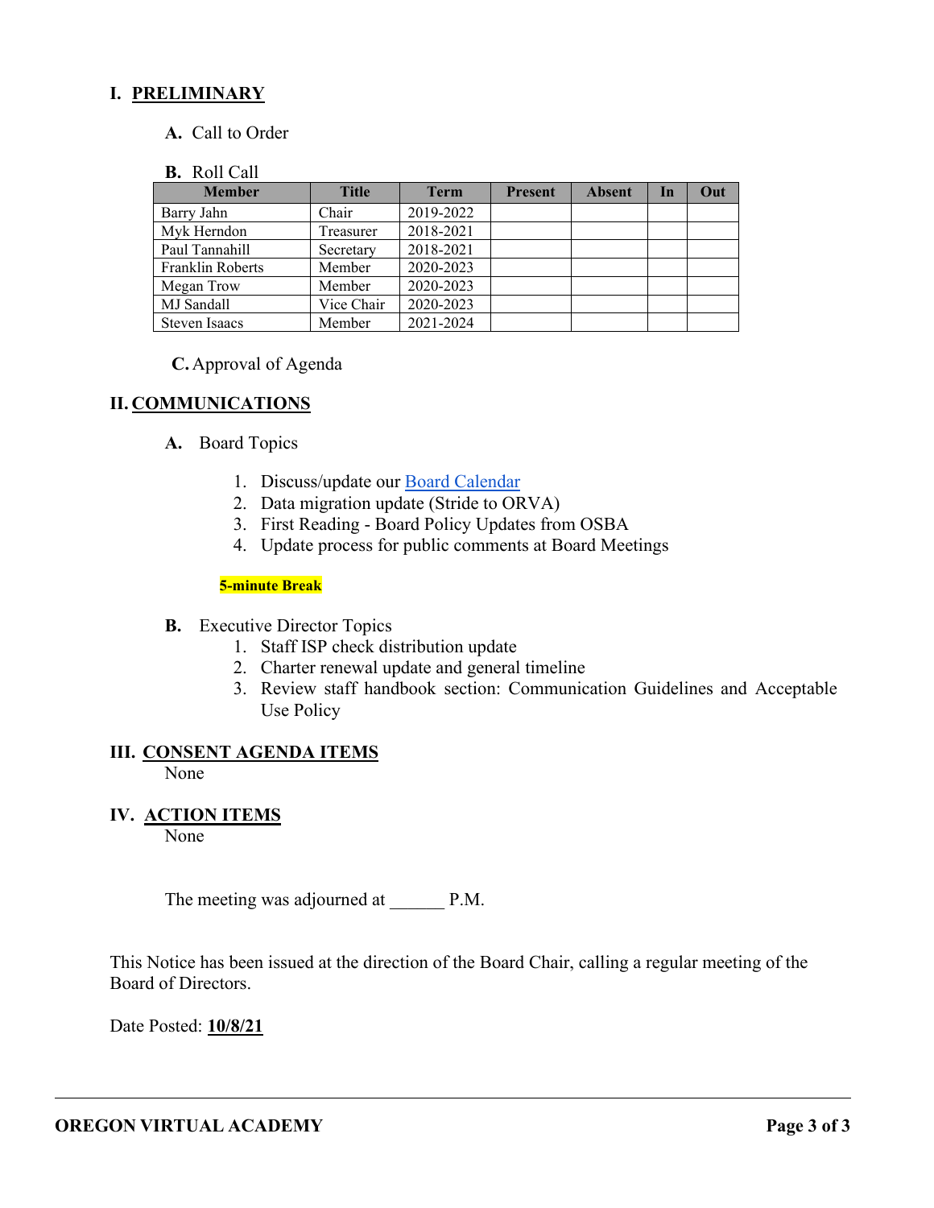## I. PRELIMINARY

**A.** Call to Order

**B.** Roll Call

| Member | Title | Term | Present | Absent | In | Out |
|---|---|---|---|---|---|---|
| Barry Jahn | Chair | 2019-2022 | | | | |
| Myk Herndon | Treasurer | 2018-2021 | | | | |
| Paul Tannahill | Secretary | 2018-2021 | | | | |
| Franklin Roberts | Member | 2020-2023 | | | | |
| Megan Trow | Member | 2020-2023 | | | | |
| MJ Sandall | Vice Chair | 2020-2023 | | | | |
| Steven Isaacs | Member | 2021-2024 | | | | |

**C.** Approval of Agenda

## II. COMMUNICATIONS

**A.** Board Topics

1. Discuss/update our Board Calendar
2. Data migration update (Stride to ORVA)
3. First Reading - Board Policy Updates from OSBA
4. Update process for public comments at Board Meetings

**5-minute Break**

**B.** Executive Director Topics

1. Staff ISP check distribution update
2. Charter renewal update and general timeline
3. Review staff handbook section: Communication Guidelines and Acceptable Use Policy

## III. CONSENT AGENDA ITEMS

None

## IV. ACTION ITEMS

None

The meeting was adjourned at ______ P.M.

This Notice has been issued at the direction of the Board Chair, calling a regular meeting of the Board of Directors.

Date Posted: **10/8/21**